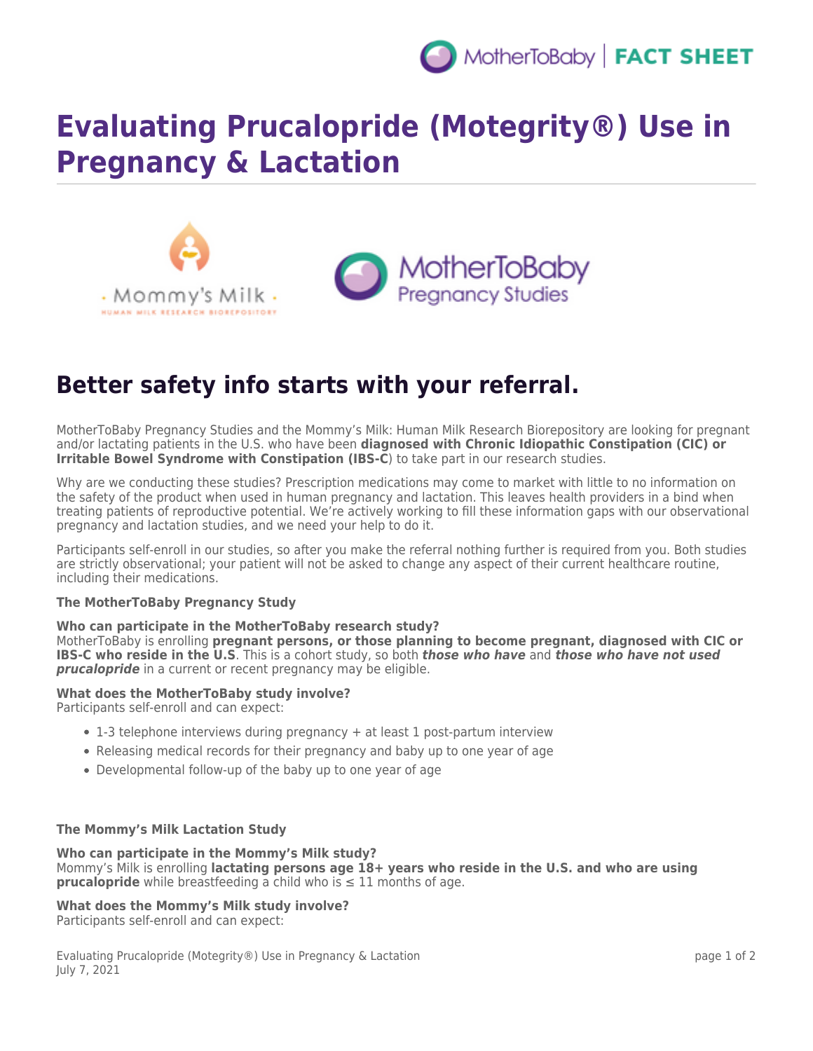# Evaluating Prucalopride (Motegrity®) Use in Pregnancy & Lactation

## Better safety info starts with your referral.

MotherToBaby Pregnancy Studies and the Mommy's Milk: Human Milk Research Biorepository are looking for pregnant and/or lactating patients in the U.S. who have been **diagnosed with Chronic Idiopathic Constipation (CIC) or Irritable Bowel Syndrome with Constipation (IBS-C**) to take part in our research studies.

Why are we conducting these studies? Prescription medications may come to market with little to no information on the safety of the product when used in human pregnancy and lactation. This leaves health providers in a bind when treating patients of reproductive potential. We're actively working to fill these information gaps with our observational pregnancy and lactation studies, and we need your help to do it.

Participants self-enroll in our studies, so after you make the referral nothing further is required from you. Both studies are strictly observational; your patient will not be asked to change any aspect of their current healthcare routine, including their medications.

**The MotherToBaby Pregnancy Study**

**Who can participate in the MotherToBaby research study?**
MotherToBaby is enrolling **pregnant persons, or those planning to become pregnant, diagnosed with CIC or IBS-C who reside in the U.S**. This is a cohort study, so both ***those who have*** and ***those who have not used prucalopride*** in a current or recent pregnancy may be eligible.

**What does the MotherToBaby study involve?**
Participants self-enroll and can expect:

- 1-3 telephone interviews during pregnancy + at least 1 post-partum interview
- Releasing medical records for their pregnancy and baby up to one year of age
- Developmental follow-up of the baby up to one year of age

**The Mommy's Milk Lactation Study**

**Who can participate in the Mommy's Milk study?**
Mommy's Milk is enrolling **lactating persons age 18+ years who reside in the U.S. and who are using prucalopride** while breastfeeding a child who is ≤ 11 months of age.

**What does the Mommy's Milk study involve?**
Participants self-enroll and can expect: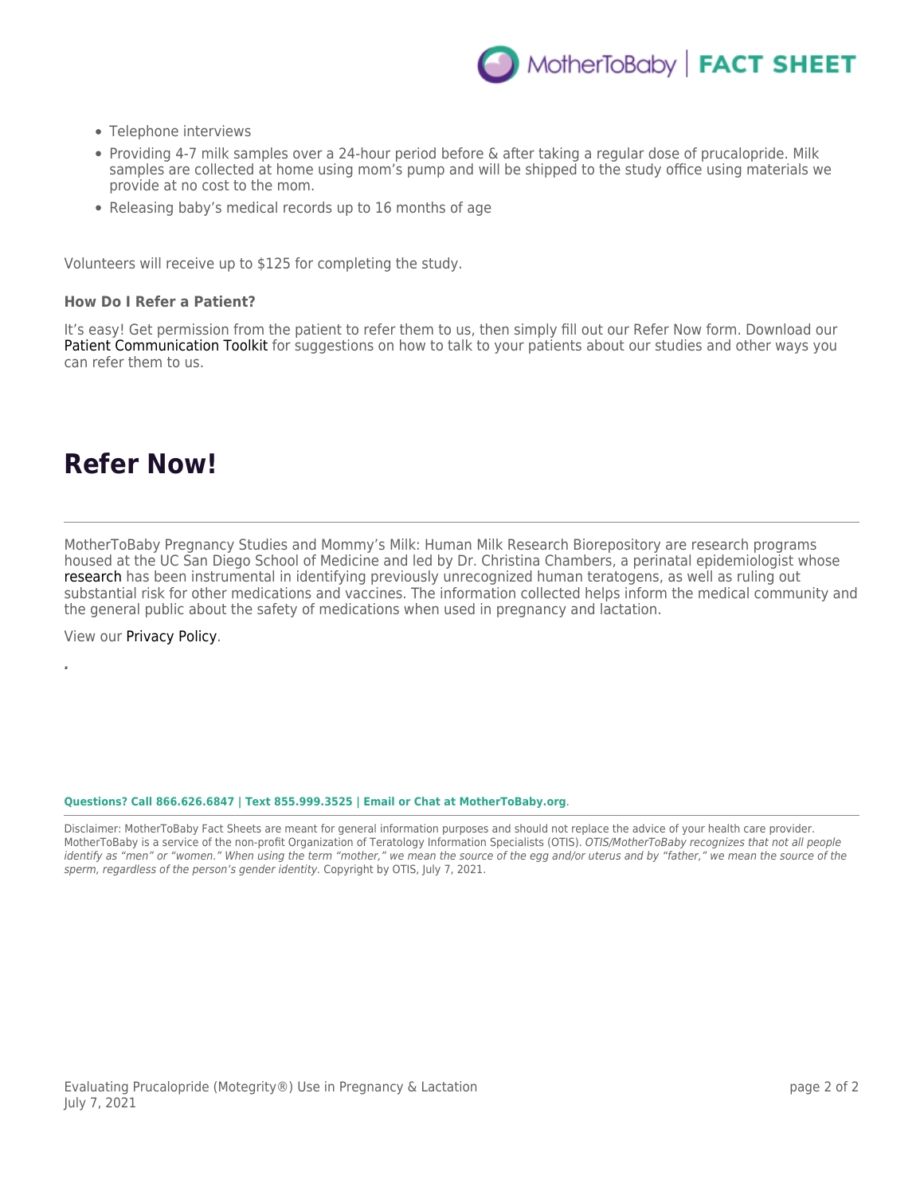- Telephone interviews
- Providing 4-7 milk samples over a 24-hour period before & after taking a regular dose of prucalopride. Milk samples are collected at home using mom's pump and will be shipped to the study office using materials we provide at no cost to the mom.
- Releasing baby's medical records up to 16 months of age

Volunteers will receive up to $125 for completing the study.

**How Do I Refer a Patient?**

It's easy! Get permission from the patient to refer them to us, then simply fill out our Refer Now form. Download our Patient Communication Toolkit for suggestions on how to talk to your patients about our studies and other ways you can refer them to us.

# Refer Now!

---

MotherToBaby Pregnancy Studies and Mommy's Milk: Human Milk Research Biorepository are research programs housed at the UC San Diego School of Medicine and led by Dr. Christina Chambers, a perinatal epidemiologist whose research has been instrumental in identifying previously unrecognized human teratogens, as well as ruling out substantial risk for other medications and vaccines. The information collected helps inform the medical community and the general public about the safety of medications when used in pregnancy and lactation.

View our Privacy Policy.

**Questions? Call 866.626.6847 | Text 855.999.3525 | Email or Chat at MotherToBaby.org.**

---

Disclaimer: MotherToBaby Fact Sheets are meant for general information purposes and should not replace the advice of your health care provider. MotherToBaby is a service of the non-profit Organization of Teratology Information Specialists (OTIS). *OTIS/MotherToBaby recognizes that not all people identify as "men" or "women." When using the term "mother," we mean the source of the egg and/or uterus and by "father," we mean the source of the sperm, regardless of the person's gender identity.* Copyright by OTIS, July 7, 2021.